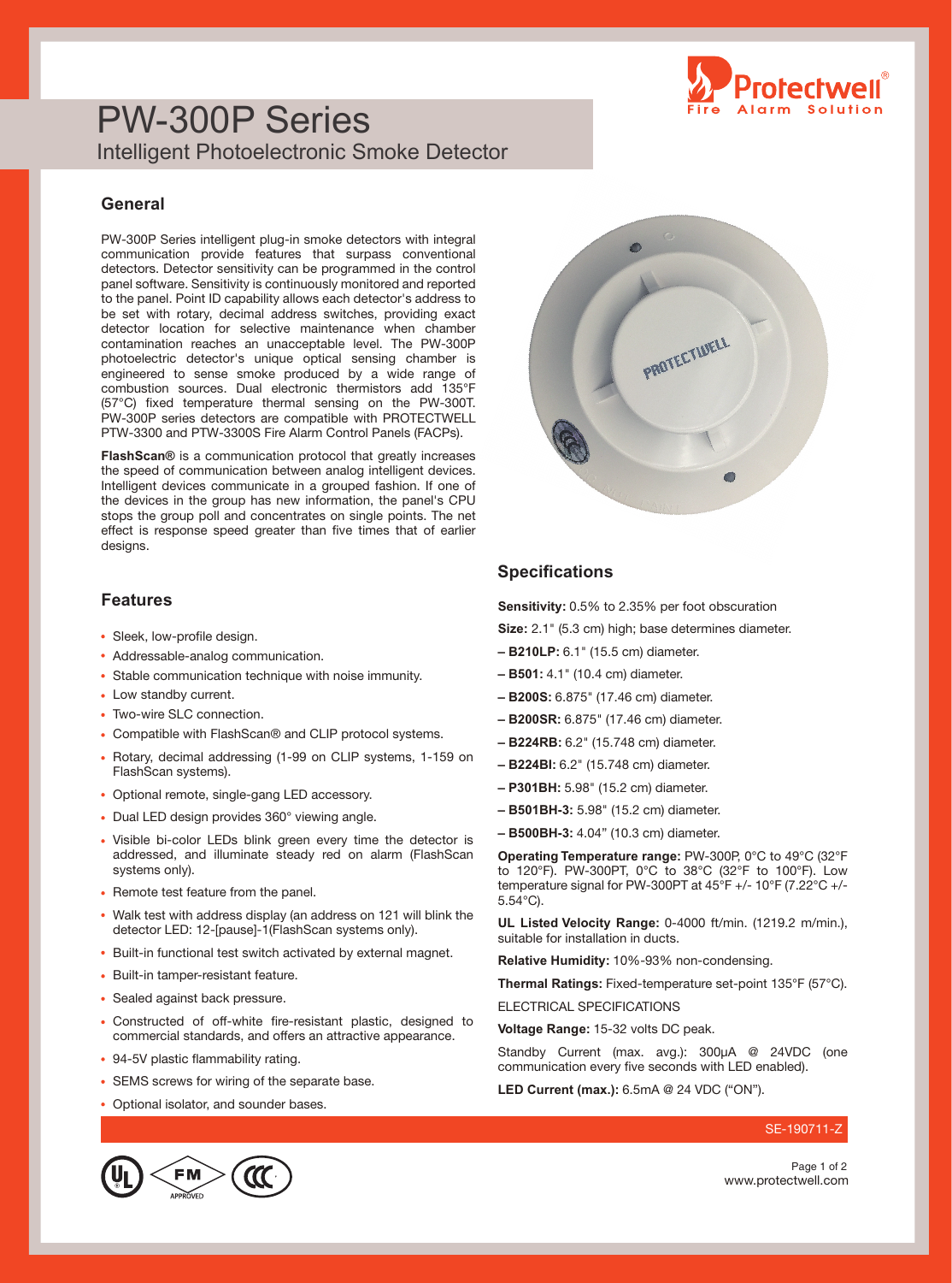# PW-300P Series

## Intelligent Photoelectronic Smoke Detector

### General

PW-300P Series intelligent plug-in smoke detectors with integral communication provide features that surpass conventional detectors. Detector sensitivity can be programmed in the control panel software. Sensitivity is continuously monitored and reported to the panel. Point ID capability allows each detector's address to be set with rotary, decimal address switches, providing exact detector location for selective maintenance when chamber contamination reaches an unacceptable level. The PW-300P photoelectric detector's unique optical sensing chamber is engineered to sense smoke produced by a wide range of combustion sources. Dual electronic thermistors add 135°F (57°C) fixed temperature thermal sensing on the PW-300T. PW-300P series detectors are compatible with PROTECTWELL PTW-3300 and PTW-3300S Fire Alarm Control Panels (FACPs).

**FlashScan®** is a communication protocol that greatly increases the speed of communication between analog intelligent devices. Intelligent devices communicate in a grouped fashion. If one of the devices in the group has new information, the panel's CPU stops the group poll and concentrates on single points. The net effect is response speed greater than five times that of earlier designs.

### Features

- Sleek, low-profile design.
- Addressable-analog communication.
- Stable communication technique with noise immunity.
- Low standby current.
- Two-wire SLC connection.
- Compatible with FlashScan® and CLIP protocol systems.
- Rotary, decimal addressing (1-99 on CLIP systems, 1-159 on FlashScan systems).
- Optional remote, single-gang LED accessory.
- Dual LED design provides 360° viewing angle.
- Visible bi-color LEDs blink green every time the detector is addressed, and illuminate steady red on alarm (FlashScan systems only).
- Remote test feature from the panel.
- Walk test with address display (an address on 121 will blink the detector LED: 12-[pause]-1(FlashScan systems only).
- Built-in functional test switch activated by external magnet.
- Built-in tamper-resistant feature.
- Sealed against back pressure.
- Constructed of off-white fire-resistant plastic, designed to commercial standards, and offers an attractive appearance.
- 94-5V plastic flammability rating.
- SEMS screws for wiring of the separate base.
- Optional isolator, and sounder bases.

### Specifications

**Sensitivity:** 0.5% to 2.35% per foot obscuration

**Size:** 2.1" (5.3 cm) high; base determines diameter.

**– B210LP:** 6.1" (15.5 cm) diameter.

**– B501:** 4.1" (10.4 cm) diameter.

**– B200S:** 6.875" (17.46 cm) diameter.

**– B200SR:** 6.875" (17.46 cm) diameter.

**– B224RB:** 6.2" (15.748 cm) diameter.

**– B224BI:** 6.2" (15.748 cm) diameter.

**– P301BH:** 5.98" (15.2 cm) diameter.

**– B501BH-3:** 5.98" (15.2 cm) diameter.

**– B500BH-3:** 4.04" (10.3 cm) diameter.

**Operating Temperature range:** PW-300P, 0°C to 49°C (32°F to 120°F). PW-300PT, 0°C to 38°C (32°F to 100°F). Low temperature signal for PW-300PT at 45°F +/- 10°F (7.22°C +/- 5.54°C).

**UL Listed Velocity Range:** 0-4000 ft/min. (1219.2 m/min.), suitable for installation in ducts.

**Relative Humidity:** 10%-93% non-condensing.

**Thermal Ratings:** Fixed-temperature set-point 135°F (57°C).

ELECTRICAL SPECIFICATIONS

**Voltage Range:** 15-32 volts DC peak.

Standby Current (max. avg.): 300µA @ 24VDC (one communication every five seconds with LED enabled).

**LED Current (max.):** 6.5mA @ 24 VDC ("ON").

SE-190711-Z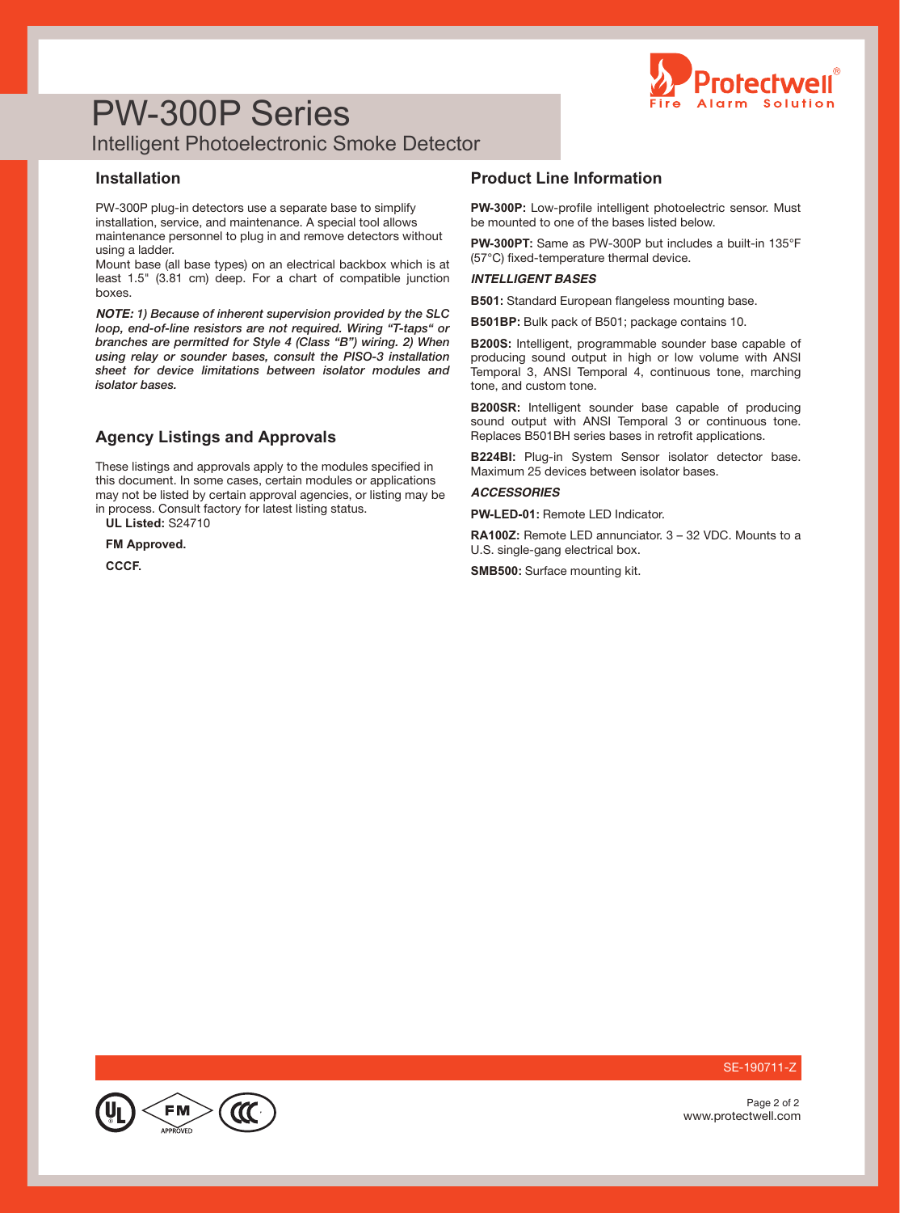# PW-300P Series

Intelligent Photoelectronic Smoke Detector

## Installation

PW-300P plug-in detectors use a separate base to simplify installation, service, and maintenance. A special tool allows maintenance personnel to plug in and remove detectors without using a ladder.

Mount base (all base types) on an electrical backbox which is at least 1.5" (3.81 cm) deep. For a chart of compatible junction boxes.

***NOTE: 1) Because of inherent supervision provided by the SLC loop, end-of-line resistors are not required. Wiring "T-taps" or branches are permitted for Style 4 (Class "B") wiring. 2) When using relay or sounder bases, consult the PISO-3 installation sheet for device limitations between isolator modules and isolator bases.***

## Agency Listings and Approvals

These listings and approvals apply to the modules specified in this document. In some cases, certain modules or applications may not be listed by certain approval agencies, or listing may be in process. Consult factory for latest listing status.

**UL Listed:** S24710

**FM Approved.**

**CCCF.**

## Product Line Information

**PW-300P:** Low-profile intelligent photoelectric sensor. Must be mounted to one of the bases listed below.

**PW-300PT:** Same as PW-300P but includes a built-in 135°F (57°C) fixed-temperature thermal device.

***INTELLIGENT BASES***

**B501:** Standard European flangeless mounting base.

**B501BP:** Bulk pack of B501; package contains 10.

**B200S:** Intelligent, programmable sounder base capable of producing sound output in high or low volume with ANSI Temporal 3, ANSI Temporal 4, continuous tone, marching tone, and custom tone.

**B200SR:** Intelligent sounder base capable of producing sound output with ANSI Temporal 3 or continuous tone. Replaces B501BH series bases in retrofit applications.

**B224BI:** Plug-in System Sensor isolator detector base. Maximum 25 devices between isolator bases.

***ACCESSORIES***

**PW-LED-01:** Remote LED Indicator.

**RA100Z:** Remote LED annunciator. 3 – 32 VDC. Mounts to a U.S. single-gang electrical box.

**SMB500:** Surface mounting kit.

SE-190711-Z

www.protectwell.com